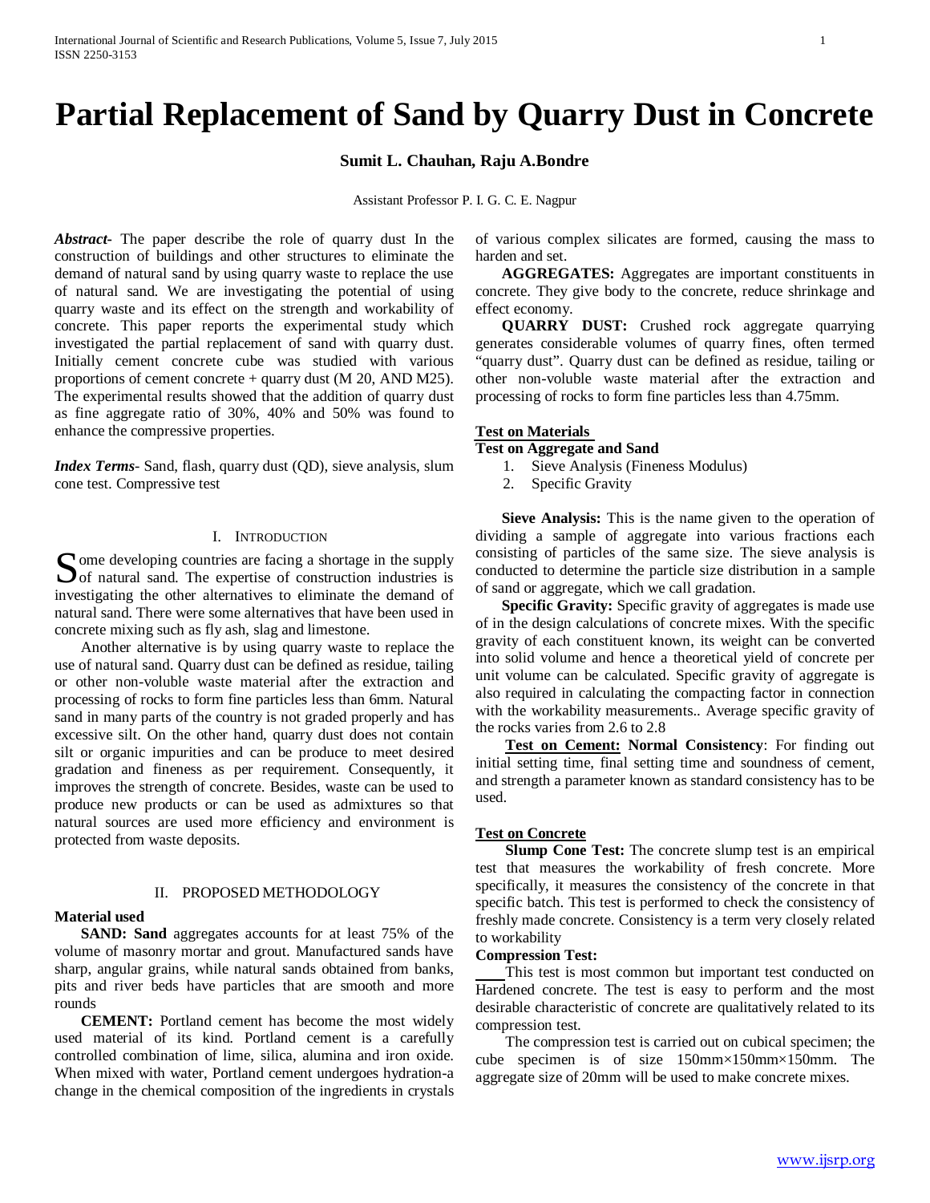# Partial Replacement of Sand by Quarry Dust in Concrete

**Sumit L. Chauhan, Raju A.Bondre**

Assistant Professor P. I. G. C. E. Nagpur

***Abstract***- The paper describe the role of quarry dust In the construction of buildings and other structures to eliminate the demand of natural sand by using quarry waste to replace the use of natural sand. We are investigating the potential of using quarry waste and its effect on the strength and workability of concrete. This paper reports the experimental study which investigated the partial replacement of sand with quarry dust. Initially cement concrete cube was studied with various proportions of cement concrete + quarry dust (M 20, AND M25). The experimental results showed that the addition of quarry dust as fine aggregate ratio of 30%, 40% and 50% was found to enhance the compressive properties.

***Index Terms***- Sand, flash, quarry dust (QD), sieve analysis, slum cone test. Compressive test

## I. Introduction

Some developing countries are facing a shortage in the supply of natural sand. The expertise of construction industries is investigating the other alternatives to eliminate the demand of natural sand. There were some alternatives that have been used in concrete mixing such as fly ash, slag and limestone.

Another alternative is by using quarry waste to replace the use of natural sand. Quarry dust can be defined as residue, tailing or other non-voluble waste material after the extraction and processing of rocks to form fine particles less than 6mm. Natural sand in many parts of the country is not graded properly and has excessive silt. On the other hand, quarry dust does not contain silt or organic impurities and can be produce to meet desired gradation and fineness as per requirement. Consequently, it improves the strength of concrete. Besides, waste can be used to produce new products or can be used as admixtures so that natural sources are used more efficiency and environment is protected from waste deposits.

## II. Proposed Methodology

**Material used**

**SAND: Sand** aggregates accounts for at least 75% of the volume of masonry mortar and grout. Manufactured sands have sharp, angular grains, while natural sands obtained from banks, pits and river beds have particles that are smooth and more rounds

**CEMENT:** Portland cement has become the most widely used material of its kind. Portland cement is a carefully controlled combination of lime, silica, alumina and iron oxide. When mixed with water, Portland cement undergoes hydration-a change in the chemical composition of the ingredients in crystals of various complex silicates are formed, causing the mass to harden and set.

**AGGREGATES:** Aggregates are important constituents in concrete. They give body to the concrete, reduce shrinkage and effect economy.

**QUARRY DUST:** Crushed rock aggregate quarrying generates considerable volumes of quarry fines, often termed "quarry dust". Quarry dust can be defined as residue, tailing or other non-voluble waste material after the extraction and processing of rocks to form fine particles less than 4.75mm.

**Test on Materials**

**Test on Aggregate and Sand**

1. Sieve Analysis (Fineness Modulus)
2. Specific Gravity

**Sieve Analysis:** This is the name given to the operation of dividing a sample of aggregate into various fractions each consisting of particles of the same size. The sieve analysis is conducted to determine the particle size distribution in a sample of sand or aggregate, which we call gradation.

**Specific Gravity:** Specific gravity of aggregates is made use of in the design calculations of concrete mixes. With the specific gravity of each constituent known, its weight can be converted into solid volume and hence a theoretical yield of concrete per unit volume can be calculated. Specific gravity of aggregate is also required in calculating the compacting factor in connection with the workability measurements.. Average specific gravity of the rocks varies from 2.6 to 2.8

**Test on Cement: Normal Consistency**: For finding out initial setting time, final setting time and soundness of cement, and strength a parameter known as standard consistency has to be used.

**Test on Concrete**

**Slump Cone Test:** The concrete slump test is an empirical test that measures the workability of fresh concrete. More specifically, it measures the consistency of the concrete in that specific batch. This test is performed to check the consistency of freshly made concrete. Consistency is a term very closely related to workability

**Compression Test:**

This test is most common but important test conducted on Hardened concrete. The test is easy to perform and the most desirable characteristic of concrete are qualitatively related to its compression test.

The compression test is carried out on cubical specimen; the cube specimen is of size 150mm×150mm×150mm. The aggregate size of 20mm will be used to make concrete mixes.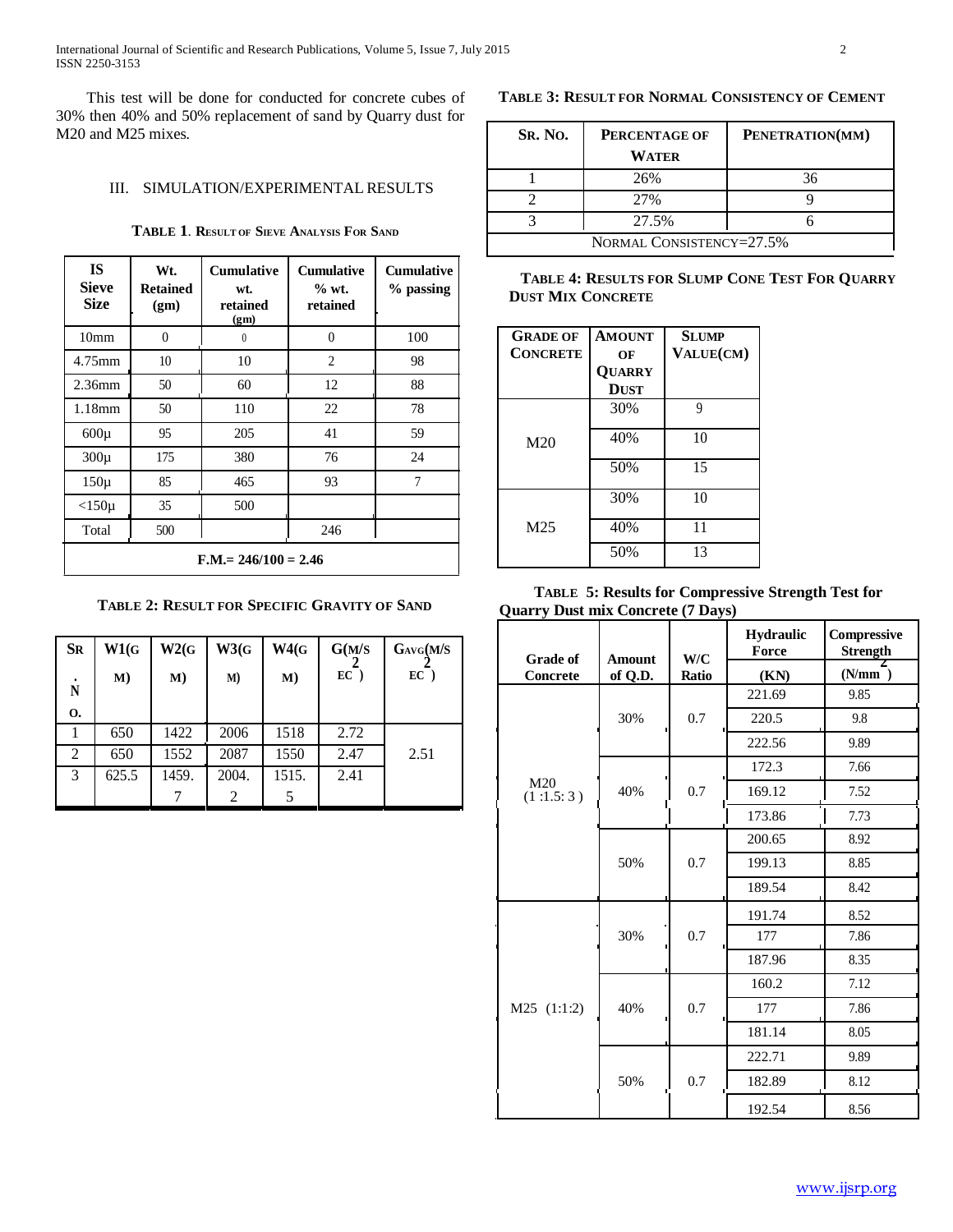This test will be done for conducted for concrete cubes of 30% then 40% and 50% replacement of sand by Quarry dust for M20 and M25 mixes.

## III. SIMULATION/EXPERIMENTAL RESULTS

**TABLE 1. RESULT OF SIEVE ANALYSIS FOR SAND**

| IS Sieve Size | Wt. Retained (gm) | Cumulative wt. retained (gm) | Cumulative % wt. retained | Cumulative % passing |
|---|---|---|---|---|
| 10mm | 0 | 0 | 0 | 100 |
| 4.75mm | 10 | 10 | 2 | 98 |
| 2.36mm | 50 | 60 | 12 | 88 |
| 1.18mm | 50 | 110 | 22 | 78 |
| 600µ | 95 | 205 | 41 | 59 |
| 300µ | 175 | 380 | 76 | 24 |
| 150µ | 85 | 465 | 93 | 7 |
| <150µ | 35 | 500 | | |
| Total | 500 | | 246 | |
| F.M.= 246/100 = 2.46 | | | | |

**TABLE 2: RESULT FOR SPECIFIC GRAVITY OF SAND**

| SR. NO. | W1(GM) | W2(GM) | W3(GM) | W4(GM) | G(M/SEC$^2$) | GAVG(M/SEC$^2$) |
|---|---|---|---|---|---|---|
| 1 | 650 | 1422 | 2006 | 1518 | 2.72 | 2.51 |
| 2 | 650 | 1552 | 2087 | 1550 | 2.47 | |
| 3 | 625.5 | 1459.7 | 2004.2 | 1515.5 | 2.41 | |

**TABLE 3: RESULT FOR NORMAL CONSISTENCY OF CEMENT**

| SR. NO. | PERCENTAGE OF WATER | PENETRATION(MM) |
|---|---|---|
| 1 | 26% | 36 |
| 2 | 27% | 9 |
| 3 | 27.5% | 6 |
| NORMAL CONSISTENCY=27.5% | | |

**TABLE 4: RESULTS FOR SLUMP CONE TEST FOR QUARRY DUST MIX CONCRETE**

| GRADE OF CONCRETE | AMOUNT OF QUARRY DUST | SLUMP VALUE(CM) |
|---|---|---|
| M20 | 30% | 9 |
| | 40% | 10 |
| | 50% | 15 |
| M25 | 30% | 10 |
| | 40% | 11 |
| | 50% | 13 |

**TABLE 5: Results for Compressive Strength Test for Quarry Dust mix Concrete (7 Days)**

| Grade of Concrete | Amount of Q.D. | W/C Ratio | Hydraulic Force (KN) | Compressive Strength (N/mm$^2$) |
|---|---|---|---|---|
| M20 (1 :1.5: 3 ) | 30% | 0.7 | 221.69 | 9.85 |
| | | | 220.5 | 9.8 |
| | | | 222.56 | 9.89 |
| | 40% | 0.7 | 172.3 | 7.66 |
| | | | 169.12 | 7.52 |
| | | | 173.86 | 7.73 |
| | 50% | 0.7 | 200.65 | 8.92 |
| | | | 199.13 | 8.85 |
| | | | 189.54 | 8.42 |
| M25 (1:1:2) | 30% | 0.7 | 191.74 | 8.52 |
| | | | 177 | 7.86 |
| | | | 187.96 | 8.35 |
| | 40% | 0.7 | 160.2 | 7.12 |
| | | | 177 | 7.86 |
| | | | 181.14 | 8.05 |
| | 50% | 0.7 | 222.71 | 9.89 |
| | | | 182.89 | 8.12 |
| | | | 192.54 | 8.56 |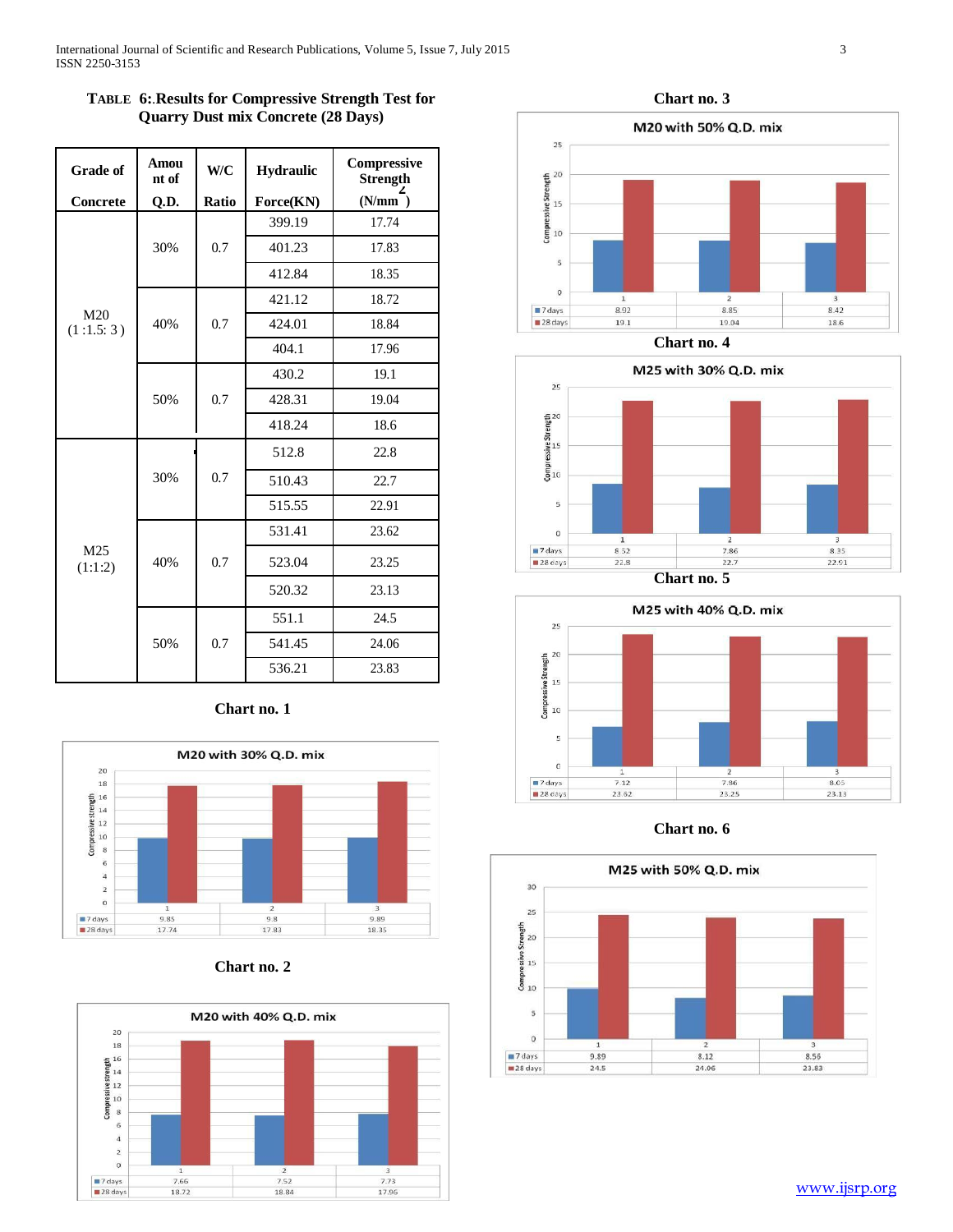**TABLE 6:.Results for Compressive Strength Test for Quarry Dust mix Concrete (28 Days)**

| Grade of Concrete | Amount of Q.D. | W/C Ratio | Hydraulic Force(KN) | Compressive Strength ($N/mm^2$) |
|---|---|---|---|---|
| M20 (1 :1.5: 3 ) | 30% | 0.7 | 399.19 | 17.74 |
| | | | 401.23 | 17.83 |
| | | | 412.84 | 18.35 |
| | 40% | 0.7 | 421.12 | 18.72 |
| | | | 424.01 | 18.84 |
| | | | 404.1 | 17.96 |
| | 50% | 0.7 | 430.2 | 19.1 |
| | | | 428.31 | 19.04 |
| | | | 418.24 | 18.6 |
| M25 (1:1:2) | 30% | 0.7 | 512.8 | 22.8 |
| | | | 510.43 | 22.7 |
| | | | 515.55 | 22.91 |
| | 40% | 0.7 | 531.41 | 23.62 |
| | | | 523.04 | 23.25 |
| | | | 520.32 | 23.13 |
| | 50% | 0.7 | 551.1 | 24.5 |
| | | | 541.45 | 24.06 |
| | | | 536.21 | 23.83 |

**Chart no. 1**

M20 with 30% Q.D. mix

| | 1 | 2 | 3 |
|---|---|---|---|
| 7 days | 9.85 | 9.8 | 9.89 |
| 28 days | 17.74 | 17.83 | 18.35 |

**Chart no. 2**

M20 with 40% Q.D. mix

| | 1 | 2 | 3 |
|---|---|---|---|
| 7 days | 7.66 | 7.52 | 7.73 |
| 28 days | 18.72 | 18.84 | 17.96 |

**Chart no. 3**

M20 with 50% Q.D. mix

| | 1 | 2 | 3 |
|---|---|---|---|
| 7 days | 8.92 | 8.85 | 8.42 |
| 28 days | 19.1 | 19.04 | 18.6 |

**Chart no. 4**

M25 with 30% Q.D. mix

| | 1 | 2 | 3 |
|---|---|---|---|
| 7 days | 8.52 | 7.86 | 8.35 |
| 28 days | 22.8 | 22.7 | 22.91 |

**Chart no. 5**

M25 with 40% Q.D. mix

| | 1 | 2 | 3 |
|---|---|---|---|
| 7 days | 7.12 | 7.86 | 8.05 |
| 28 days | 23.62 | 23.25 | 23.13 |

**Chart no. 6**

M25 with 50% Q.D. mix

| | 1 | 2 | 3 |
|---|---|---|---|
| 7 days | 9.89 | 8.12 | 8.56 |
| 28 days | 24.5 | 24.06 | 23.83 |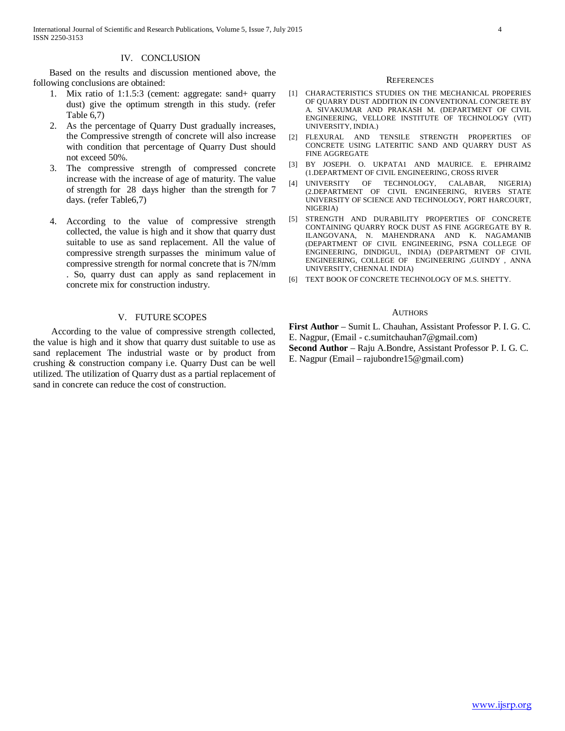## IV. CONCLUSION

Based on the results and discussion mentioned above, the following conclusions are obtained:

1. Mix ratio of 1:1.5:3 (cement: aggregate: sand+ quarry dust) give the optimum strength in this study. (refer Table 6,7)
2. As the percentage of Quarry Dust gradually increases, the Compressive strength of concrete will also increase with condition that percentage of Quarry Dust should not exceed 50%.
3. The compressive strength of compressed concrete increase with the increase of age of maturity. The value of strength for 28 days higher than the strength for 7 days. (refer Table6,7)
4. According to the value of compressive strength collected, the value is high and it show that quarry dust suitable to use as sand replacement. All the value of compressive strength surpasses the minimum value of compressive strength for normal concrete that is 7N/mm . So, quarry dust can apply as sand replacement in concrete mix for construction industry.

## V. FUTURE SCOPES

According to the value of compressive strength collected, the value is high and it show that quarry dust suitable to use as sand replacement The industrial waste or by product from crushing & construction company i.e. Quarry Dust can be well utilized. The utilization of Quarry dust as a partial replacement of sand in concrete can reduce the cost of construction.

## REFERENCES

[1] CHARACTERISTICS STUDIES ON THE MECHANICAL PROPERIES OF QUARRY DUST ADDITION IN CONVENTIONAL CONCRETE BY A. SIVAKUMAR AND PRAKASH M. (DEPARTMENT OF CIVIL ENGINEERING, VELLORE INSTITUTE OF TECHNOLOGY (VIT) UNIVERSITY, INDIA.)

[2] FLEXURAL AND TENSILE STRENGTH PROPERTIES OF CONCRETE USING LATERITIC SAND AND QUARRY DUST AS FINE AGGREGATE

[3] BY JOSEPH. O. UKPATA1 AND MAURICE. E. EPHRAIM2 (1.DEPARTMENT OF CIVIL ENGINEERING, CROSS RIVER

[4] UNIVERSITY OF TECHNOLOGY, CALABAR, NIGERIA) (2.DEPARTMENT OF CIVIL ENGINEERING, RIVERS STATE UNIVERSITY OF SCIENCE AND TECHNOLOGY, PORT HARCOURT, NIGERIA)

[5] STRENGTH AND DURABILITY PROPERTIES OF CONCRETE CONTAINING QUARRY ROCK DUST AS FINE AGGREGATE BY R. ILANGOVANA, N. MAHENDRANA AND K. NAGAMANIB (DEPARTMENT OF CIVIL ENGINEERING, PSNA COLLEGE OF ENGINEERING, DINDIGUL, INDIA) (DEPARTMENT OF CIVIL ENGINEERING, COLLEGE OF ENGINEERING ,GUINDY , ANNA UNIVERSITY, CHENNAI. INDIA)

[6] TEXT BOOK OF CONCRETE TECHNOLOGY OF M.S. SHETTY.

## AUTHORS

**First Author** – Sumit L. Chauhan, Assistant Professor P. I. G. C. E. Nagpur, (Email - c.sumitchauhan7@gmail.com)

**Second Author** – Raju A.Bondre, Assistant Professor P. I. G. C. E. Nagpur (Email – rajubondre15@gmail.com)